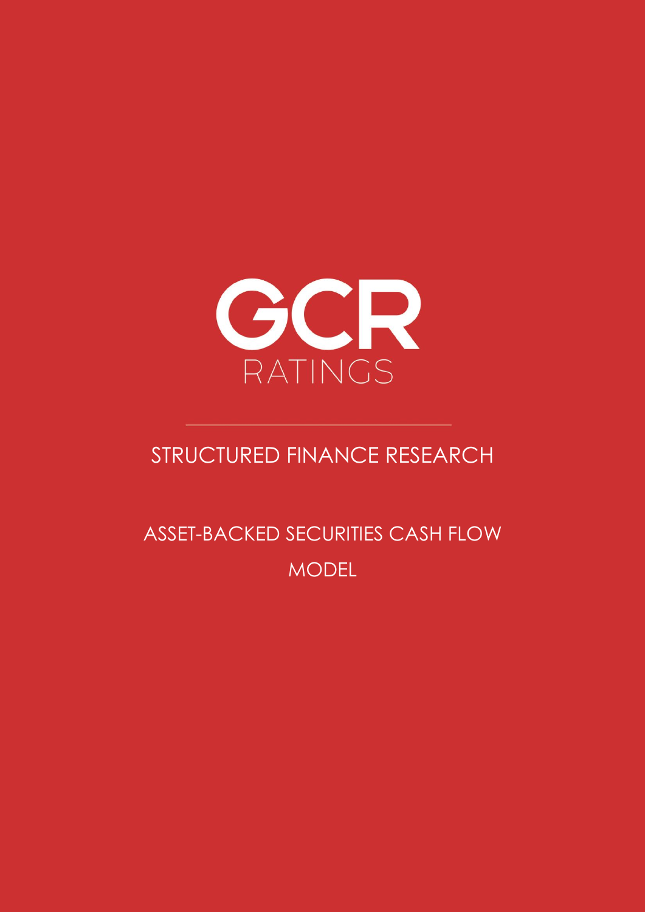GCR

RATINGS

STRUCTURED FINANCE RESEARCH

# ASSET-BACKED SECURITIES CASH FLOW MODEL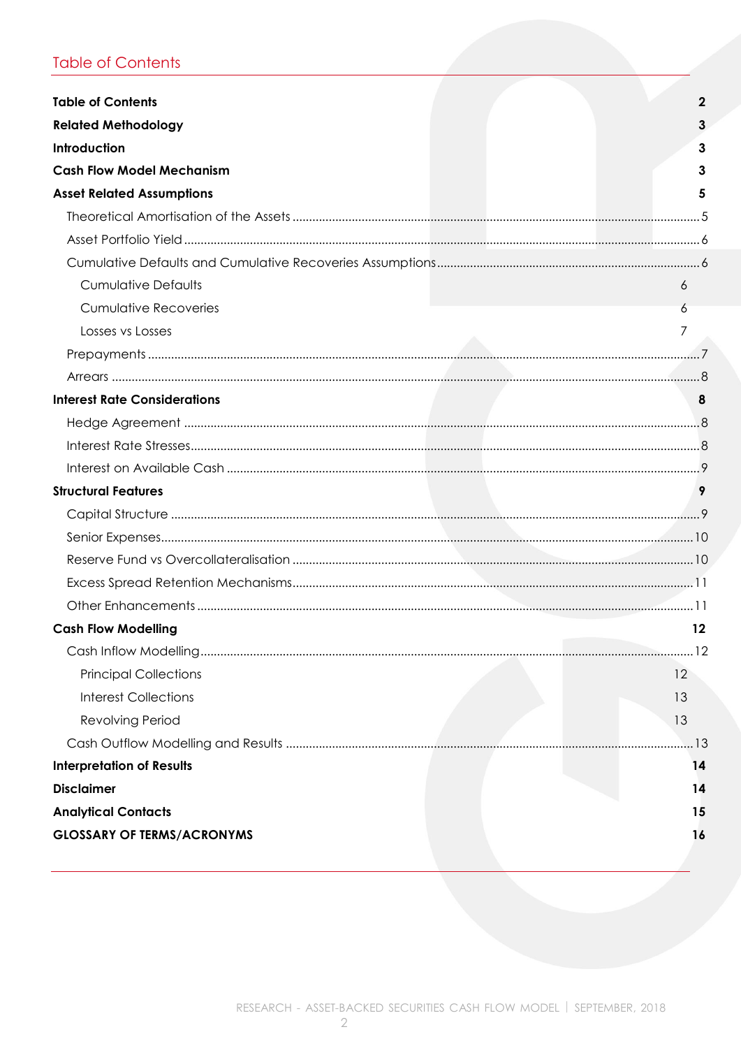## Table of Contents

| | |
|---|---|
| **Table of Contents** | **2** |
| **Related Methodology** | **3** |
| **Introduction** | **3** |
| **Cash Flow Model Mechanism** | **3** |
| **Asset Related Assumptions** | **5** |
| Theoretical Amortisation of the Assets | 5 |
| Asset Portfolio Yield | 6 |
| Cumulative Defaults and Cumulative Recoveries Assumptions | 6 |
| Cumulative Defaults | 6 |
| Cumulative Recoveries | 6 |
| Losses vs Losses | 7 |
| Prepayments | 7 |
| Arrears | 8 |
| **Interest Rate Considerations** | **8** |
| Hedge Agreement | 8 |
| Interest Rate Stresses | 8 |
| Interest on Available Cash | 9 |
| **Structural Features** | **9** |
| Capital Structure | 9 |
| Senior Expenses | 10 |
| Reserve Fund vs Overcollateralisation | 10 |
| Excess Spread Retention Mechanisms | 11 |
| Other Enhancements | 11 |
| **Cash Flow Modelling** | **12** |
| Cash Inflow Modelling | 12 |
| Principal Collections | 12 |
| Interest Collections | 13 |
| Revolving Period | 13 |
| Cash Outflow Modelling and Results | 13 |
| **Interpretation of Results** | **14** |
| **Disclaimer** | **14** |
| **Analytical Contacts** | **15** |
| **GLOSSARY OF TERMS/ACRONYMS** | **16** |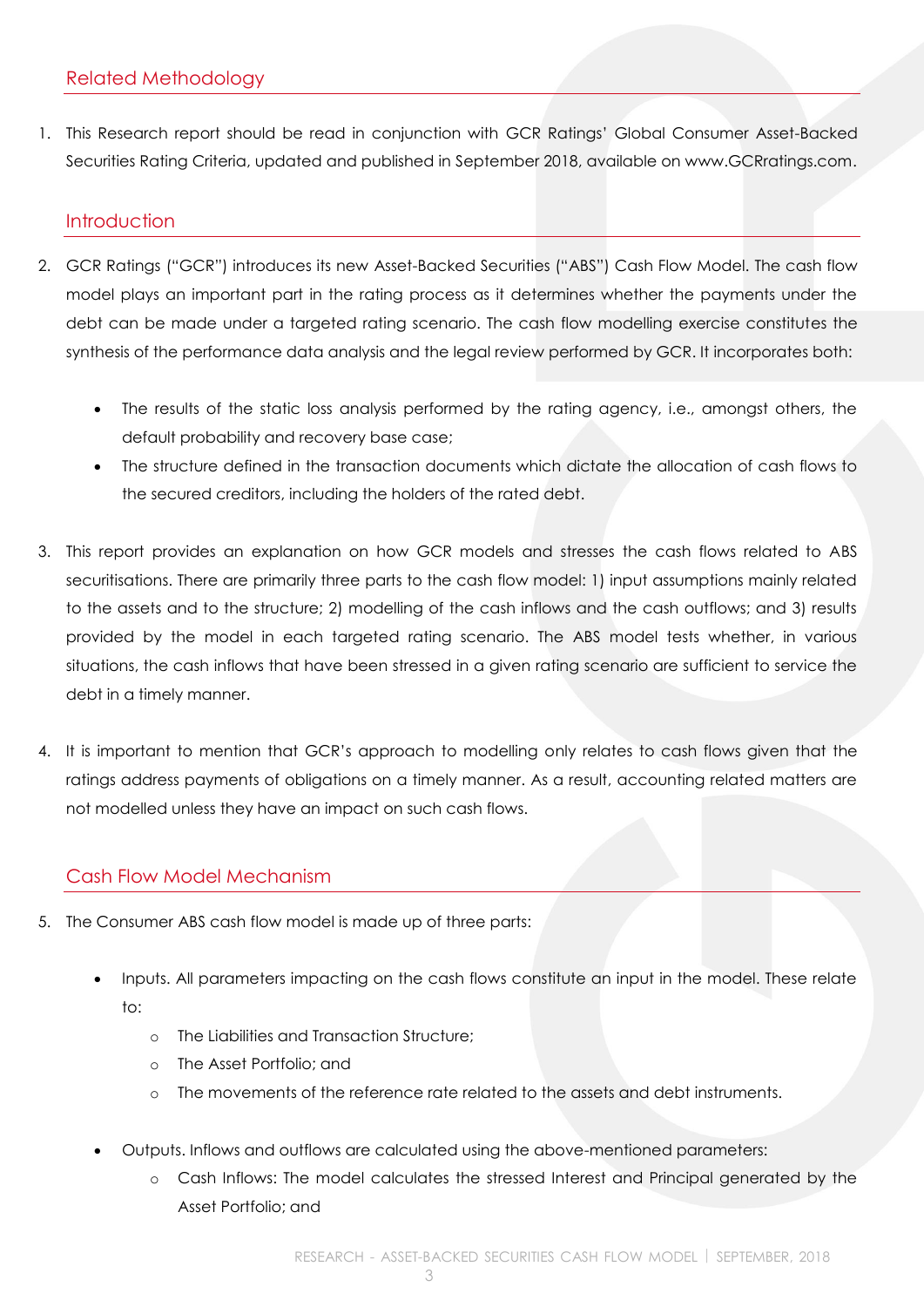## Related Methodology

1. This Research report should be read in conjunction with GCR Ratings' Global Consumer Asset-Backed Securities Rating Criteria, updated and published in September 2018, available on www.GCRratings.com.

## Introduction

2. GCR Ratings ("GCR") introduces its new Asset-Backed Securities ("ABS") Cash Flow Model. The cash flow model plays an important part in the rating process as it determines whether the payments under the debt can be made under a targeted rating scenario. The cash flow modelling exercise constitutes the synthesis of the performance data analysis and the legal review performed by GCR. It incorporates both:

    - The results of the static loss analysis performed by the rating agency, i.e., amongst others, the default probability and recovery base case;
    - The structure defined in the transaction documents which dictate the allocation of cash flows to the secured creditors, including the holders of the rated debt.

3. This report provides an explanation on how GCR models and stresses the cash flows related to ABS securitisations. There are primarily three parts to the cash flow model: 1) input assumptions mainly related to the assets and to the structure; 2) modelling of the cash inflows and the cash outflows; and 3) results provided by the model in each targeted rating scenario. The ABS model tests whether, in various situations, the cash inflows that have been stressed in a given rating scenario are sufficient to service the debt in a timely manner.

4. It is important to mention that GCR's approach to modelling only relates to cash flows given that the ratings address payments of obligations on a timely manner. As a result, accounting related matters are not modelled unless they have an impact on such cash flows.

## Cash Flow Model Mechanism

5. The Consumer ABS cash flow model is made up of three parts:

    - Inputs. All parameters impacting on the cash flows constitute an input in the model. These relate to:
        - The Liabilities and Transaction Structure;
        - The Asset Portfolio; and
        - The movements of the reference rate related to the assets and debt instruments.
    - Outputs. Inflows and outflows are calculated using the above-mentioned parameters:
        - Cash Inflows: The model calculates the stressed Interest and Principal generated by the Asset Portfolio; and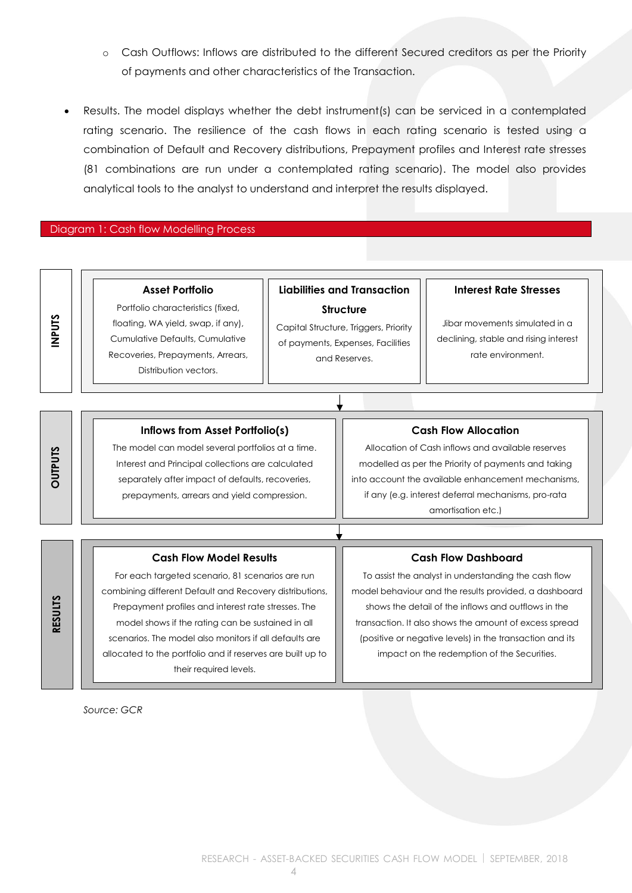- Cash Outflows: Inflows are distributed to the different Secured creditors as per the Priority of payments and other characteristics of the Transaction.

- Results. The model displays whether the debt instrument(s) can be serviced in a contemplated rating scenario. The resilience of the cash flows in each rating scenario is tested using a combination of Default and Recovery distributions, Prepayment profiles and Interest rate stresses (81 combinations are run under a contemplated rating scenario). The model also provides analytical tools to the analyst to understand and interpret the results displayed.

**Diagram 1: Cash flow Modelling Process**

**INPUTS**

| Asset Portfolio | Liabilities and Transaction Structure | Interest Rate Stresses |
|---|---|---|
| Portfolio characteristics (fixed, floating, WA yield, swap, if any), Cumulative Defaults, Cumulative Recoveries, Prepayments, Arrears, Distribution vectors. | Capital Structure, Triggers, Priority of payments, Expenses, Facilities and Reserves. | Jibar movements simulated in a declining, stable and rising interest rate environment. |

**OUTPUTS**

| Inflows from Asset Portfolio(s) | Cash Flow Allocation |
|---|---|
| The model can model several portfolios at a time. Interest and Principal collections are calculated separately after impact of defaults, recoveries, prepayments, arrears and yield compression. | Allocation of Cash inflows and available reserves modelled as per the Priority of payments and taking into account the available enhancement mechanisms, if any (e.g. interest deferral mechanisms, pro-rata amortisation etc.) |

**RESULTS**

| Cash Flow Model Results | Cash Flow Dashboard |
|---|---|
| For each targeted scenario, 81 scenarios are run combining different Default and Recovery distributions, Prepayment profiles and interest rate stresses. The model shows if the rating can be sustained in all scenarios. The model also monitors if all defaults are allocated to the portfolio and if reserves are built up to their required levels. | To assist the analyst in understanding the cash flow model behaviour and the results provided, a dashboard shows the detail of the inflows and outflows in the transaction. It also shows the amount of excess spread (positive or negative levels) in the transaction and its impact on the redemption of the Securities. |

*Source: GCR*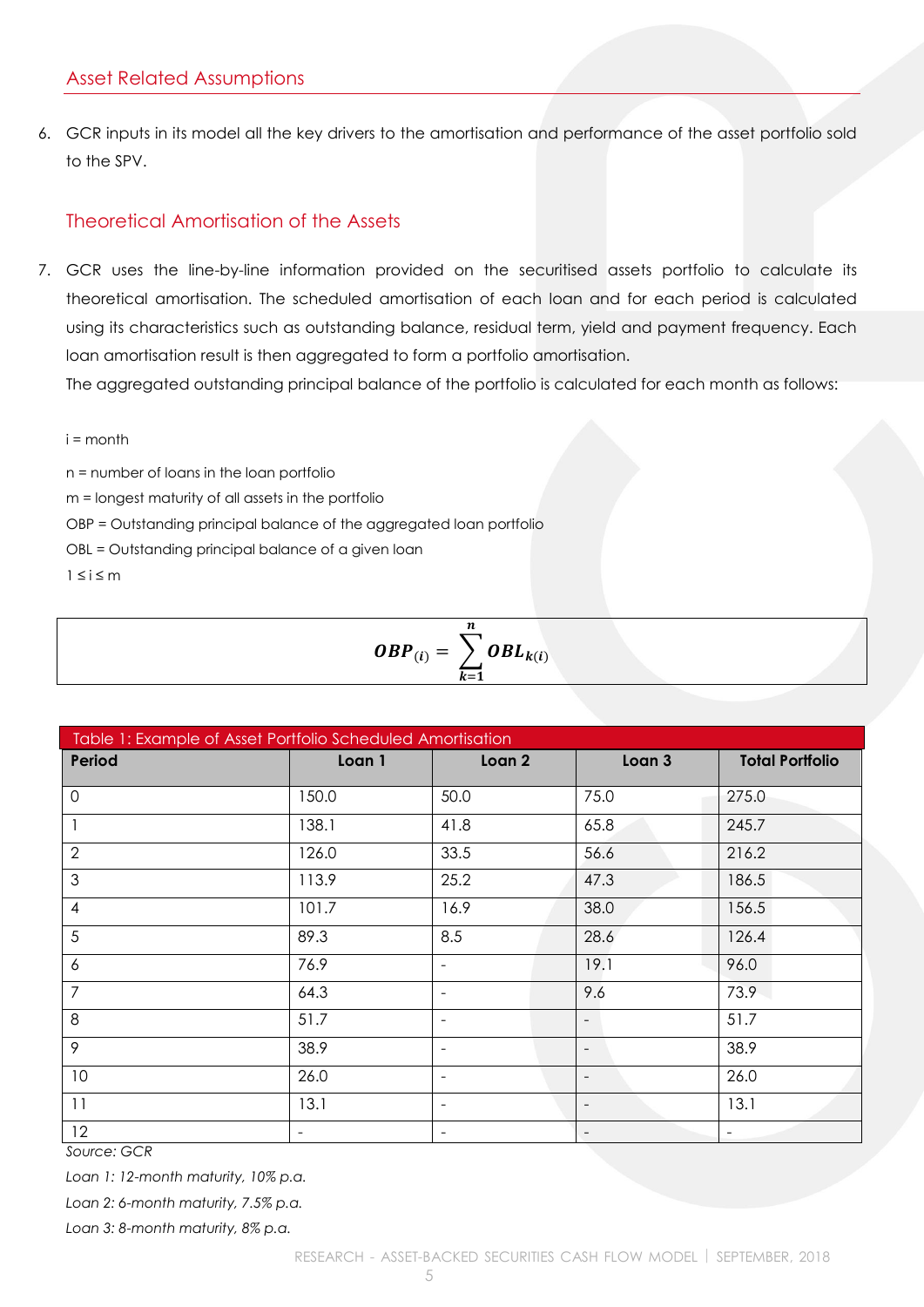## Asset Related Assumptions

6. GCR inputs in its model all the key drivers to the amortisation and performance of the asset portfolio sold to the SPV.

### Theoretical Amortisation of the Assets

7. GCR uses the line-by-line information provided on the securitised assets portfolio to calculate its theoretical amortisation. The scheduled amortisation of each loan and for each period is calculated using its characteristics such as outstanding balance, residual term, yield and payment frequency. Each loan amortisation result is then aggregated to form a portfolio amortisation.
   The aggregated outstanding principal balance of the portfolio is calculated for each month as follows:

i = month

n = number of loans in the loan portfolio

m = longest maturity of all assets in the portfolio

OBP = Outstanding principal balance of the aggregated loan portfolio

OBL = Outstanding principal balance of a given loan

$1 \leq i \leq m$

$$\boldsymbol{OBP_{(i)} = \sum_{k=1}^{n} OBL_{k(i)}}$$

Table 1: Example of Asset Portfolio Scheduled Amortisation

| Period | Loan 1 | Loan 2 | Loan 3 | Total Portfolio |
|---|---|---|---|---|
| 0 | 150.0 | 50.0 | 75.0 | 275.0 |
| 1 | 138.1 | 41.8 | 65.8 | 245.7 |
| 2 | 126.0 | 33.5 | 56.6 | 216.2 |
| 3 | 113.9 | 25.2 | 47.3 | 186.5 |
| 4 | 101.7 | 16.9 | 38.0 | 156.5 |
| 5 | 89.3 | 8.5 | 28.6 | 126.4 |
| 6 | 76.9 | - | 19.1 | 96.0 |
| 7 | 64.3 | - | 9.6 | 73.9 |
| 8 | 51.7 | - | - | 51.7 |
| 9 | 38.9 | - | - | 38.9 |
| 10 | 26.0 | - | - | 26.0 |
| 11 | 13.1 | - | - | 13.1 |
| 12 | - | - | - | - |

*Source: GCR*

*Loan 1: 12-month maturity, 10% p.a.*

*Loan 2: 6-month maturity, 7.5% p.a.*

*Loan 3: 8-month maturity, 8% p.a.*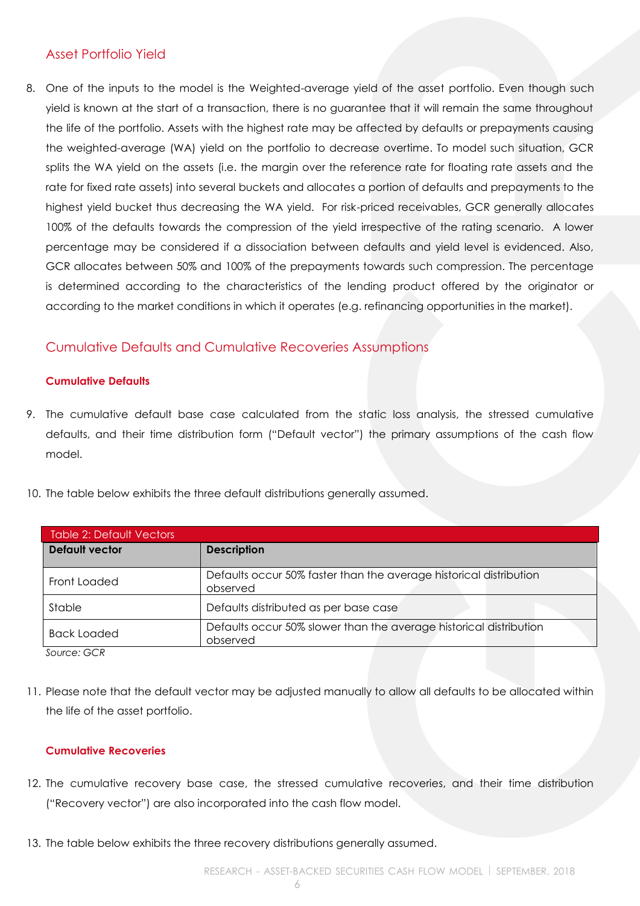## Asset Portfolio Yield

8. One of the inputs to the model is the Weighted-average yield of the asset portfolio. Even though such yield is known at the start of a transaction, there is no guarantee that it will remain the same throughout the life of the portfolio. Assets with the highest rate may be affected by defaults or prepayments causing the weighted-average (WA) yield on the portfolio to decrease overtime. To model such situation, GCR splits the WA yield on the assets (i.e. the margin over the reference rate for floating rate assets and the rate for fixed rate assets) into several buckets and allocates a portion of defaults and prepayments to the highest yield bucket thus decreasing the WA yield. For risk-priced receivables, GCR generally allocates 100% of the defaults towards the compression of the yield irrespective of the rating scenario. A lower percentage may be considered if a dissociation between defaults and yield level is evidenced. Also, GCR allocates between 50% and 100% of the prepayments towards such compression. The percentage is determined according to the characteristics of the lending product offered by the originator or according to the market conditions in which it operates (e.g. refinancing opportunities in the market).

## Cumulative Defaults and Cumulative Recoveries Assumptions

### Cumulative Defaults

9. The cumulative default base case calculated from the static loss analysis, the stressed cumulative defaults, and their time distribution form ("Default vector") the primary assumptions of the cash flow model.

10. The table below exhibits the three default distributions generally assumed.

Table 2: Default Vectors

| Default vector | Description |
|---|---|
| Front Loaded | Defaults occur 50% faster than the average historical distribution observed |
| Stable | Defaults distributed as per base case |
| Back Loaded | Defaults occur 50% slower than the average historical distribution observed |

*Source: GCR*

11. Please note that the default vector may be adjusted manually to allow all defaults to be allocated within the life of the asset portfolio.

### Cumulative Recoveries

12. The cumulative recovery base case, the stressed cumulative recoveries, and their time distribution ("Recovery vector") are also incorporated into the cash flow model.

13. The table below exhibits the three recovery distributions generally assumed.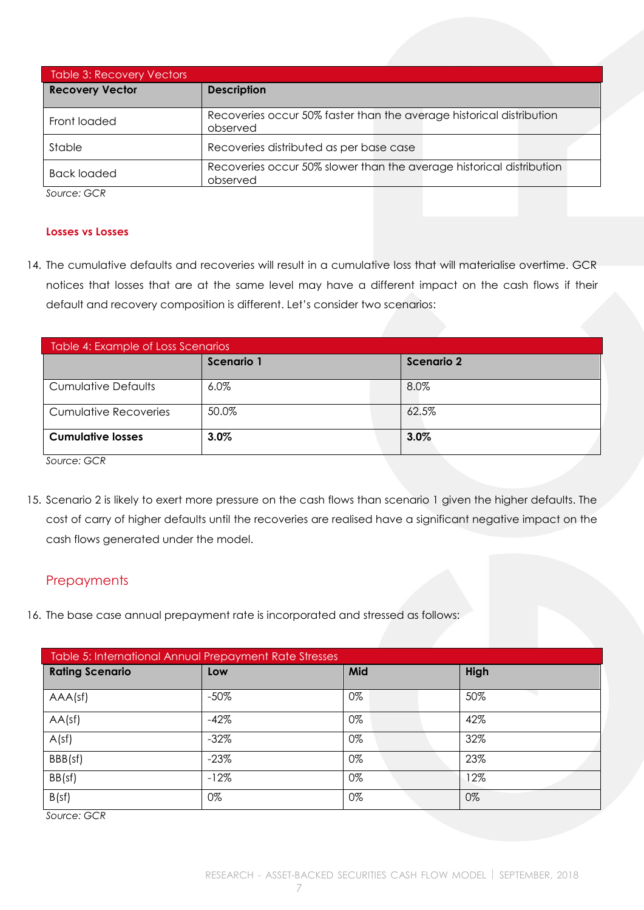| Table 3: Recovery Vectors | |
|---|---|
| **Recovery Vector** | **Description** |
| Front loaded | Recoveries occur 50% faster than the average historical distribution observed |
| Stable | Recoveries distributed as per base case |
| Back loaded | Recoveries occur 50% slower than the average historical distribution observed |

*Source: GCR*

**Losses vs Losses**

14. The cumulative defaults and recoveries will result in a cumulative loss that will materialise overtime. GCR notices that losses that are at the same level may have a different impact on the cash flows if their default and recovery composition is different. Let's consider two scenarios:

| Table 4: Example of Loss Scenarios | | |
|---|---|---|
| | **Scenario 1** | **Scenario 2** |
| Cumulative Defaults | 6.0% | 8.0% |
| Cumulative Recoveries | 50.0% | 62.5% |
| **Cumulative losses** | **3.0%** | **3.0%** |

*Source: GCR*

15. Scenario 2 is likely to exert more pressure on the cash flows than scenario 1 given the higher defaults. The cost of carry of higher defaults until the recoveries are realised have a significant negative impact on the cash flows generated under the model.

## Prepayments

16. The base case annual prepayment rate is incorporated and stressed as follows:

| Table 5: International Annual Prepayment Rate Stresses | | | |
|---|---|---|---|
| **Rating Scenario** | **Low** | **Mid** | **High** |
| AAA(sf) | -50% | 0% | 50% |
| AA(sf) | -42% | 0% | 42% |
| A(sf) | -32% | 0% | 32% |
| BBB(sf) | -23% | 0% | 23% |
| BB(sf) | -12% | 0% | 12% |
| B(sf) | 0% | 0% | 0% |

*Source: GCR*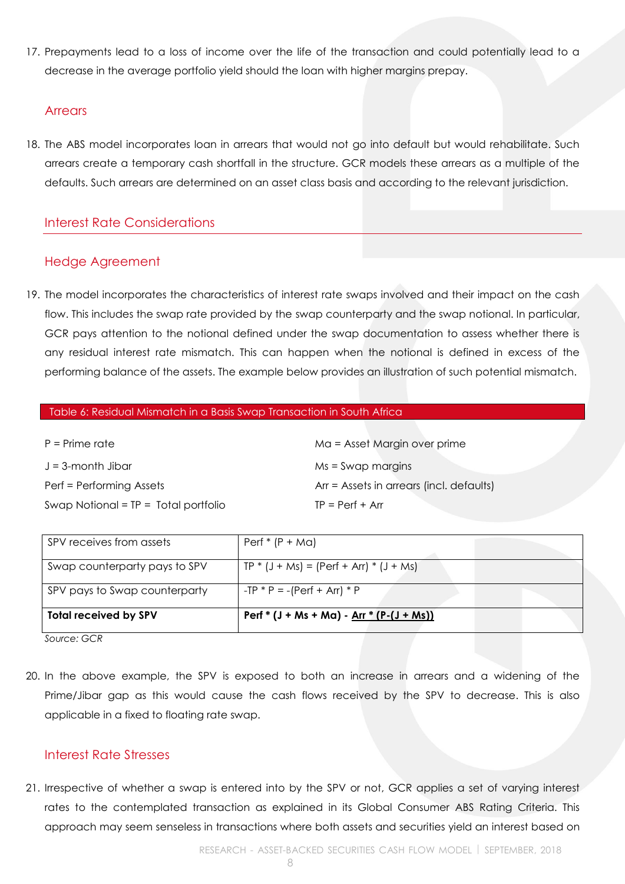17. Prepayments lead to a loss of income over the life of the transaction and could potentially lead to a decrease in the average portfolio yield should the loan with higher margins prepay.

### Arrears

18. The ABS model incorporates loan in arrears that would not go into default but would rehabilitate. Such arrears create a temporary cash shortfall in the structure. GCR models these arrears as a multiple of the defaults. Such arrears are determined on an asset class basis and according to the relevant jurisdiction.

## Interest Rate Considerations

### Hedge Agreement

19. The model incorporates the characteristics of interest rate swaps involved and their impact on the cash flow. This includes the swap rate provided by the swap counterparty and the swap notional. In particular, GCR pays attention to the notional defined under the swap documentation to assess whether there is any residual interest rate mismatch. This can happen when the notional is defined in excess of the performing balance of the assets. The example below provides an illustration of such potential mismatch.

**Table 6: Residual Mismatch in a Basis Swap Transaction in South Africa**

P = Prime rate

J = 3-month Jibar

Perf = Performing Assets

Swap Notional = TP = Total portfolio

Ma = Asset Margin over prime

Ms = Swap margins

Arr = Assets in arrears (incl. defaults)

TP = Perf + Arr

| | |
|---|---|
| SPV receives from assets | Perf * (P + Ma) |
| Swap counterparty pays to SPV | TP * (J + Ms) = (Perf + Arr) * (J + Ms) |
| SPV pays to Swap counterparty | -TP * P = -(Perf + Arr) * P |
| **Total received by SPV** | **Perf * (J + Ms + Ma) - <u>Arr * (P-(J + Ms))</u>** |

*Source: GCR*

20. In the above example, the SPV is exposed to both an increase in arrears and a widening of the Prime/Jibar gap as this would cause the cash flows received by the SPV to decrease. This is also applicable in a fixed to floating rate swap.

### Interest Rate Stresses

21. Irrespective of whether a swap is entered into by the SPV or not, GCR applies a set of varying interest rates to the contemplated transaction as explained in its Global Consumer ABS Rating Criteria. This approach may seem senseless in transactions where both assets and securities yield an interest based on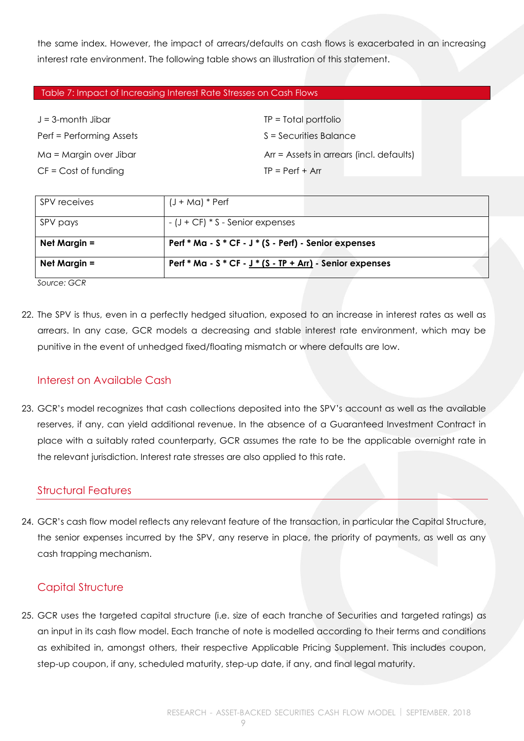the same index. However, the impact of arrears/defaults on cash flows is exacerbated in an increasing interest rate environment. The following table shows an illustration of this statement.

Table 7: Impact of Increasing Interest Rate Stresses on Cash Flows

J = 3-month Jibar

Perf = Performing Assets

Ma = Margin over Jibar

CF = Cost of funding

TP = Total portfolio

S = Securities Balance

Arr = Assets in arrears (incl. defaults)

TP = Perf + Arr

| | |
|---|---|
| SPV receives | (J + Ma) * Perf |
| SPV pays | - (J + CF) * S - Senior expenses |
| **Net Margin =** | **Perf * Ma - S * CF - J * (S - Perf) - Senior expenses** |
| **Net Margin =** | **Perf * Ma - S * CF - <u>J * (S - TP + Arr)</u> - Senior expenses** |

*Source: GCR*

22. The SPV is thus, even in a perfectly hedged situation, exposed to an increase in interest rates as well as arrears. In any case, GCR models a decreasing and stable interest rate environment, which may be punitive in the event of unhedged fixed/floating mismatch or where defaults are low.

## Interest on Available Cash

23. GCR's model recognizes that cash collections deposited into the SPV's account as well as the available reserves, if any, can yield additional revenue. In the absence of a Guaranteed Investment Contract in place with a suitably rated counterparty, GCR assumes the rate to be the applicable overnight rate in the relevant jurisdiction. Interest rate stresses are also applied to this rate.

## Structural Features

24. GCR's cash flow model reflects any relevant feature of the transaction, in particular the Capital Structure, the senior expenses incurred by the SPV, any reserve in place, the priority of payments, as well as any cash trapping mechanism.

## Capital Structure

25. GCR uses the targeted capital structure (i.e. size of each tranche of Securities and targeted ratings) as an input in its cash flow model. Each tranche of note is modelled according to their terms and conditions as exhibited in, amongst others, their respective Applicable Pricing Supplement. This includes coupon, step-up coupon, if any, scheduled maturity, step-up date, if any, and final legal maturity.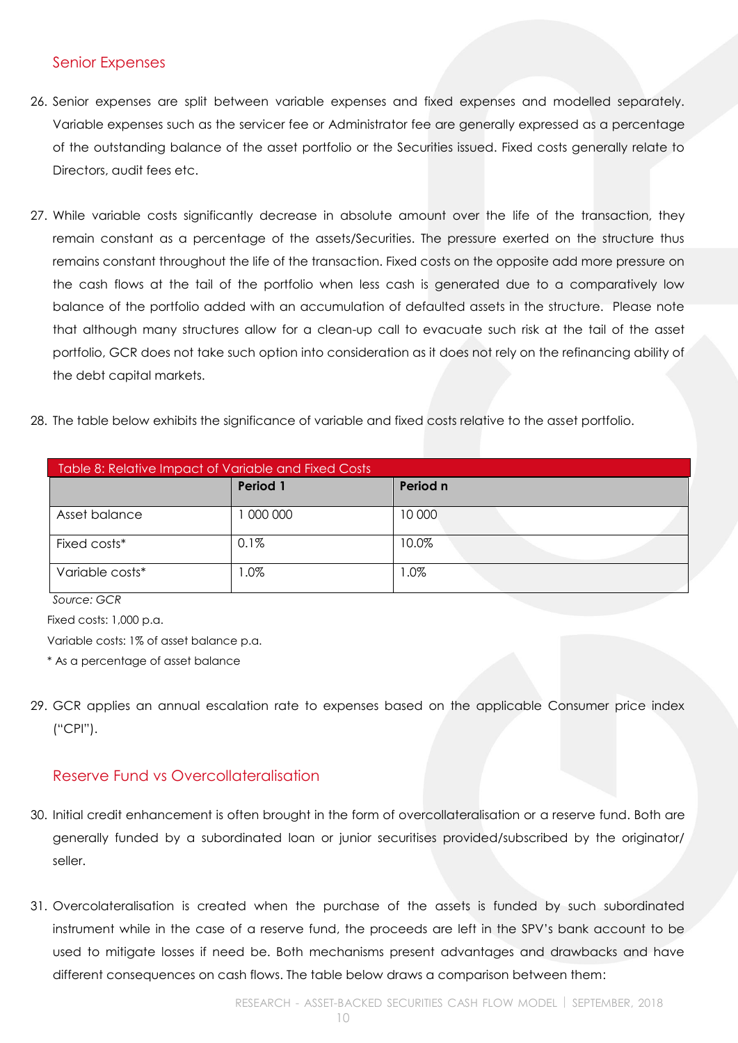## Senior Expenses

26. Senior expenses are split between variable expenses and fixed expenses and modelled separately. Variable expenses such as the servicer fee or Administrator fee are generally expressed as a percentage of the outstanding balance of the asset portfolio or the Securities issued. Fixed costs generally relate to Directors, audit fees etc.

27. While variable costs significantly decrease in absolute amount over the life of the transaction, they remain constant as a percentage of the assets/Securities. The pressure exerted on the structure thus remains constant throughout the life of the transaction. Fixed costs on the opposite add more pressure on the cash flows at the tail of the portfolio when less cash is generated due to a comparatively low balance of the portfolio added with an accumulation of defaulted assets in the structure. Please note that although many structures allow for a clean-up call to evacuate such risk at the tail of the asset portfolio, GCR does not take such option into consideration as it does not rely on the refinancing ability of the debt capital markets.

28. The table below exhibits the significance of variable and fixed costs relative to the asset portfolio.

Table 8: Relative Impact of Variable and Fixed Costs

| | Period 1 | Period n |
|---|---|---|
| Asset balance | 1 000 000 | 10 000 |
| Fixed costs* | 0.1% | 10.0% |
| Variable costs* | 1.0% | 1.0% |

*Source: GCR*

Fixed costs: 1,000 p.a.

Variable costs: 1% of asset balance p.a.

* As a percentage of asset balance

29. GCR applies an annual escalation rate to expenses based on the applicable Consumer price index ("CPI").

## Reserve Fund vs Overcollateralisation

30. Initial credit enhancement is often brought in the form of overcollateralisation or a reserve fund. Both are generally funded by a subordinated loan or junior securitises provided/subscribed by the originator/ seller.

31. Overcolateralisation is created when the purchase of the assets is funded by such subordinated instrument while in the case of a reserve fund, the proceeds are left in the SPV's bank account to be used to mitigate losses if need be. Both mechanisms present advantages and drawbacks and have different consequences on cash flows. The table below draws a comparison between them: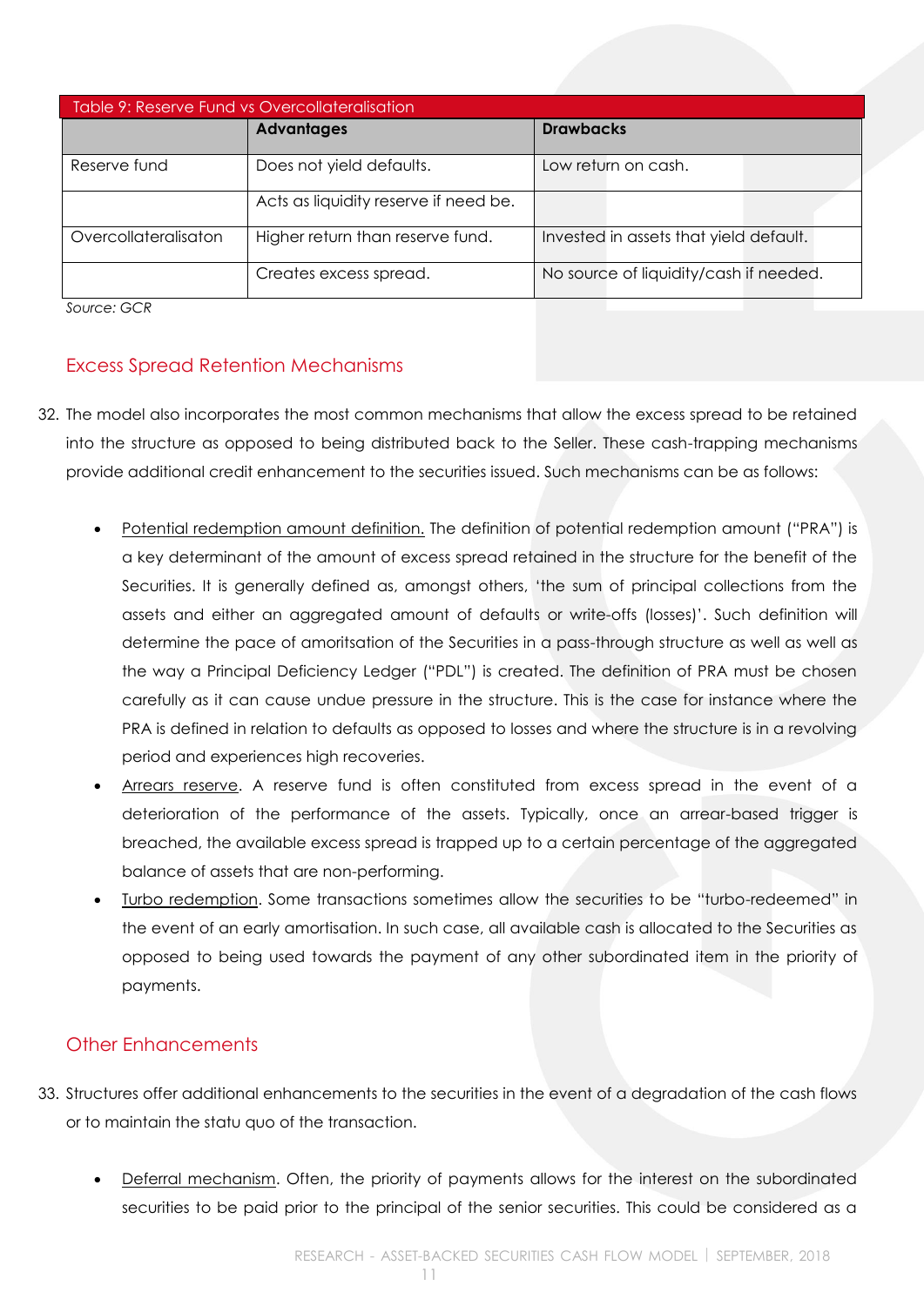| Table 9: Reserve Fund vs Overcollateralisation | | |
|---|---|---|
| | **Advantages** | **Drawbacks** |
| Reserve fund | Does not yield defaults. | Low return on cash. |
| | Acts as liquidity reserve if need be. | |
| Overcollateralisaton | Higher return than reserve fund. | Invested in assets that yield default. |
| | Creates excess spread. | No source of liquidity/cash if needed. |

*Source: GCR*

## Excess Spread Retention Mechanisms

32. The model also incorporates the most common mechanisms that allow the excess spread to be retained into the structure as opposed to being distributed back to the Seller. These cash-trapping mechanisms provide additional credit enhancement to the securities issued. Such mechanisms can be as follows:

- Potential redemption amount definition. The definition of potential redemption amount ("PRA") is a key determinant of the amount of excess spread retained in the structure for the benefit of the Securities. It is generally defined as, amongst others, 'the sum of principal collections from the assets and either an aggregated amount of defaults or write-offs (losses)'. Such definition will determine the pace of amoritsation of the Securities in a pass-through structure as well as well as the way a Principal Deficiency Ledger ("PDL") is created. The definition of PRA must be chosen carefully as it can cause undue pressure in the structure. This is the case for instance where the PRA is defined in relation to defaults as opposed to losses and where the structure is in a revolving period and experiences high recoveries.
- Arrears reserve. A reserve fund is often constituted from excess spread in the event of a deterioration of the performance of the assets. Typically, once an arrear-based trigger is breached, the available excess spread is trapped up to a certain percentage of the aggregated balance of assets that are non-performing.
- Turbo redemption. Some transactions sometimes allow the securities to be "turbo-redeemed" in the event of an early amortisation. In such case, all available cash is allocated to the Securities as opposed to being used towards the payment of any other subordinated item in the priority of payments.

## Other Enhancements

33. Structures offer additional enhancements to the securities in the event of a degradation of the cash flows or to maintain the statu quo of the transaction.

- Deferral mechanism. Often, the priority of payments allows for the interest on the subordinated securities to be paid prior to the principal of the senior securities. This could be considered as a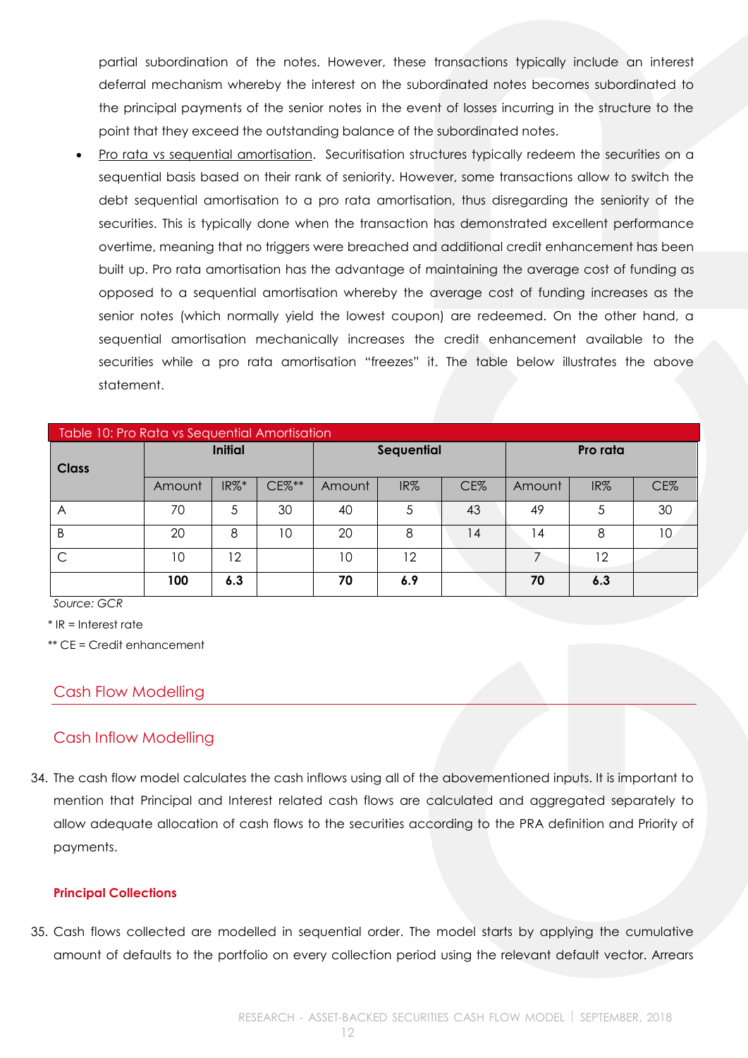partial subordination of the notes. However, these transactions typically include an interest deferral mechanism whereby the interest on the subordinated notes becomes subordinated to the principal payments of the senior notes in the event of losses incurring in the structure to the point that they exceed the outstanding balance of the subordinated notes.

- Pro rata vs sequential amortisation. Securitisation structures typically redeem the securities on a sequential basis based on their rank of seniority. However, some transactions allow to switch the debt sequential amortisation to a pro rata amortisation, thus disregarding the seniority of the securities. This is typically done when the transaction has demonstrated excellent performance overtime, meaning that no triggers were breached and additional credit enhancement has been built up. Pro rata amortisation has the advantage of maintaining the average cost of funding as opposed to a sequential amortisation whereby the average cost of funding increases as the senior notes (which normally yield the lowest coupon) are redeemed. On the other hand, a sequential amortisation mechanically increases the credit enhancement available to the securities while a pro rata amortisation "freezes" it. The table below illustrates the above statement.

Table 10: Pro Rata vs Sequential Amortisation

| Class | Initial | | | Sequential | | | Pro rata | | |
|---|---|---|---|---|---|---|---|---|---|
| | Amount | IR%* | CE%** | Amount | IR% | CE% | Amount | IR% | CE% |
| A | 70 | 5 | 30 | 40 | 5 | 43 | 49 | 5 | 30 |
| B | 20 | 8 | 10 | 20 | 8 | 14 | 14 | 8 | 10 |
| C | 10 | 12 | | 10 | 12 | | 7 | 12 | |
| | **100** | **6.3** | | **70** | **6.9** | | **70** | **6.3** | |

*Source: GCR*

* IR = Interest rate

** CE = Credit enhancement

## Cash Flow Modelling

## Cash Inflow Modelling

34. The cash flow model calculates the cash inflows using all of the abovementioned inputs. It is important to mention that Principal and Interest related cash flows are calculated and aggregated separately to allow adequate allocation of cash flows to the securities according to the PRA definition and Priority of payments.

### Principal Collections

35. Cash flows collected are modelled in sequential order. The model starts by applying the cumulative amount of defaults to the portfolio on every collection period using the relevant default vector. Arrears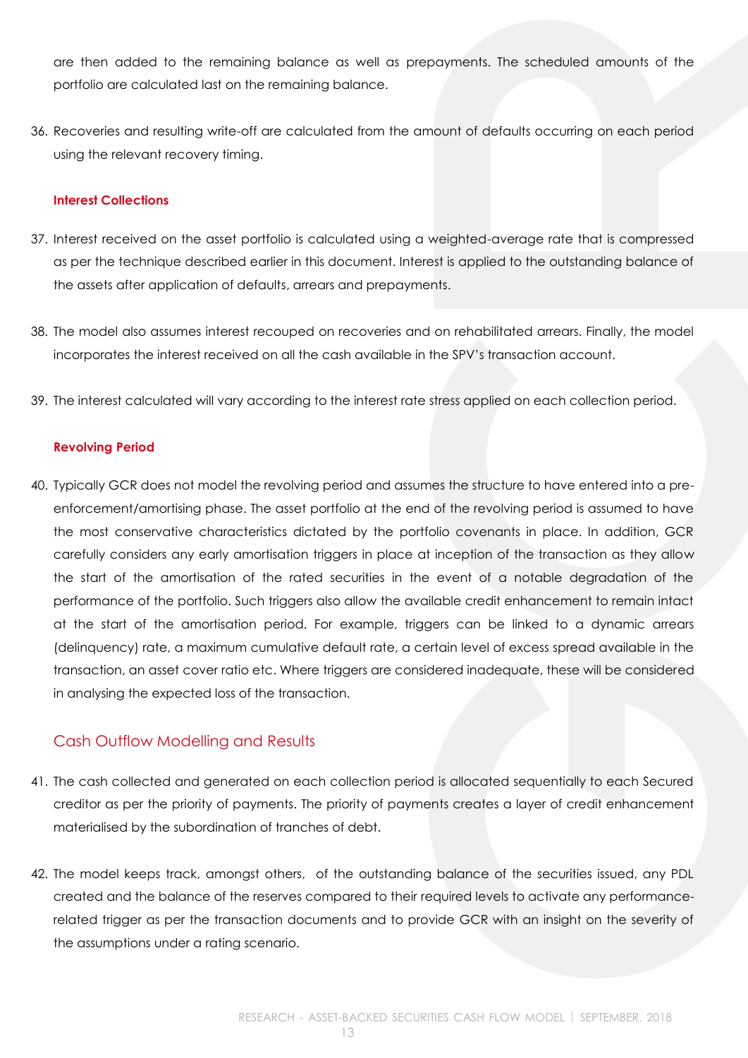are then added to the remaining balance as well as prepayments. The scheduled amounts of the portfolio are calculated last on the remaining balance.

36. Recoveries and resulting write-off are calculated from the amount of defaults occurring on each period using the relevant recovery timing.

### Interest Collections

37. Interest received on the asset portfolio is calculated using a weighted-average rate that is compressed as per the technique described earlier in this document. Interest is applied to the outstanding balance of the assets after application of defaults, arrears and prepayments.

38. The model also assumes interest recouped on recoveries and on rehabilitated arrears. Finally, the model incorporates the interest received on all the cash available in the SPV's transaction account.

39. The interest calculated will vary according to the interest rate stress applied on each collection period.

### Revolving Period

40. Typically GCR does not model the revolving period and assumes the structure to have entered into a pre-enforcement/amortising phase. The asset portfolio at the end of the revolving period is assumed to have the most conservative characteristics dictated by the portfolio covenants in place. In addition, GCR carefully considers any early amortisation triggers in place at inception of the transaction as they allow the start of the amortisation of the rated securities in the event of a notable degradation of the performance of the portfolio. Such triggers also allow the available credit enhancement to remain intact at the start of the amortisation period. For example, triggers can be linked to a dynamic arrears (delinquency) rate, a maximum cumulative default rate, a certain level of excess spread available in the transaction, an asset cover ratio etc. Where triggers are considered inadequate, these will be considered in analysing the expected loss of the transaction.

## Cash Outflow Modelling and Results

41. The cash collected and generated on each collection period is allocated sequentially to each Secured creditor as per the priority of payments. The priority of payments creates a layer of credit enhancement materialised by the subordination of tranches of debt.

42. The model keeps track, amongst others, of the outstanding balance of the securities issued, any PDL created and the balance of the reserves compared to their required levels to activate any performance-related trigger as per the transaction documents and to provide GCR with an insight on the severity of the assumptions under a rating scenario.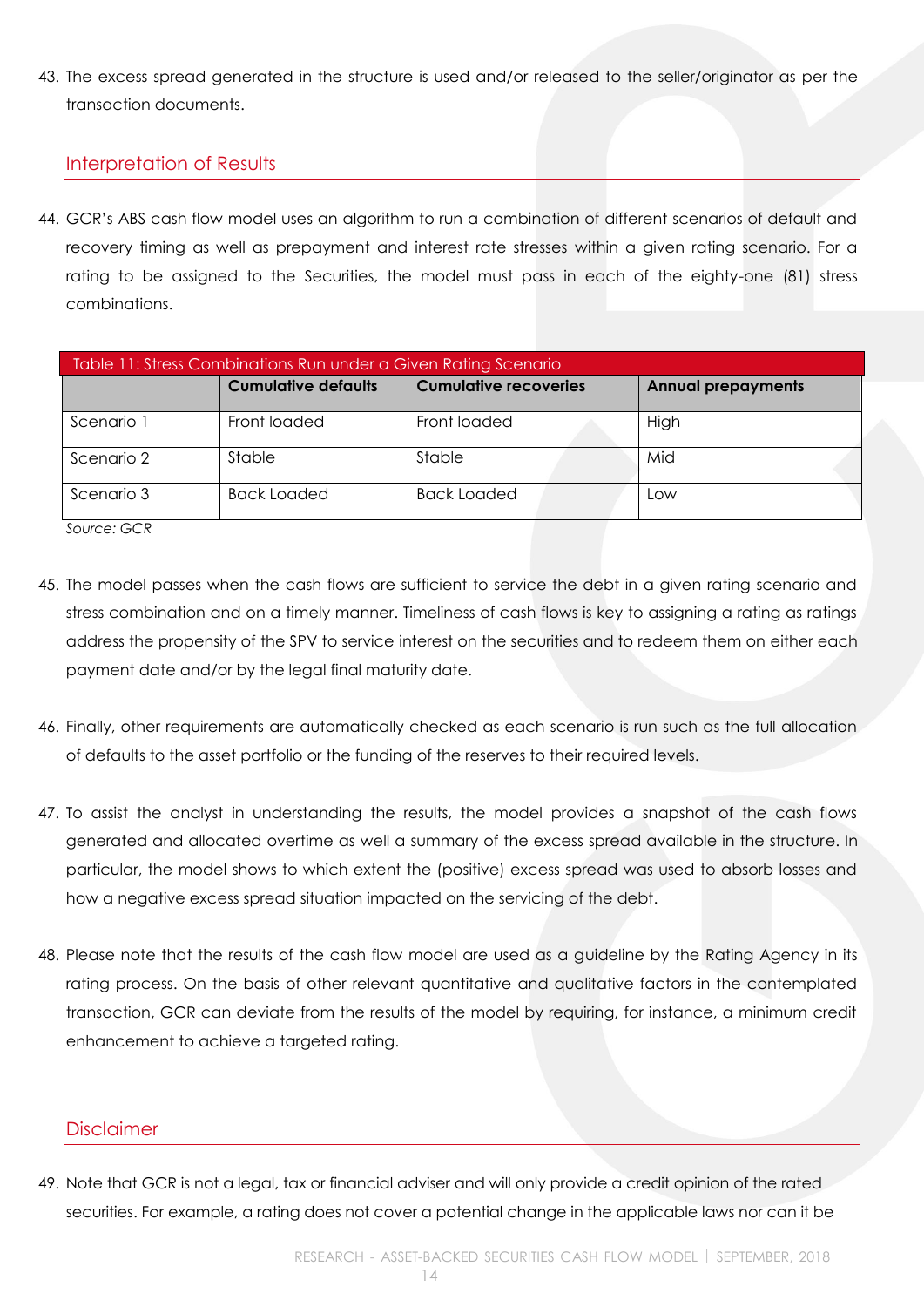43. The excess spread generated in the structure is used and/or released to the seller/originator as per the transaction documents.

## Interpretation of Results

44. GCR's ABS cash flow model uses an algorithm to run a combination of different scenarios of default and recovery timing as well as prepayment and interest rate stresses within a given rating scenario. For a rating to be assigned to the Securities, the model must pass in each of the eighty-one (81) stress combinations.

Table 11: Stress Combinations Run under a Given Rating Scenario

| | **Cumulative defaults** | **Cumulative recoveries** | **Annual prepayments** |
|---|---|---|---|
| Scenario 1 | Front loaded | Front loaded | High |
| Scenario 2 | Stable | Stable | Mid |
| Scenario 3 | Back Loaded | Back Loaded | Low |

*Source: GCR*

45. The model passes when the cash flows are sufficient to service the debt in a given rating scenario and stress combination and on a timely manner. Timeliness of cash flows is key to assigning a rating as ratings address the propensity of the SPV to service interest on the securities and to redeem them on either each payment date and/or by the legal final maturity date.

46. Finally, other requirements are automatically checked as each scenario is run such as the full allocation of defaults to the asset portfolio or the funding of the reserves to their required levels.

47. To assist the analyst in understanding the results, the model provides a snapshot of the cash flows generated and allocated overtime as well a summary of the excess spread available in the structure. In particular, the model shows to which extent the (positive) excess spread was used to absorb losses and how a negative excess spread situation impacted on the servicing of the debt.

48. Please note that the results of the cash flow model are used as a guideline by the Rating Agency in its rating process. On the basis of other relevant quantitative and qualitative factors in the contemplated transaction, GCR can deviate from the results of the model by requiring, for instance, a minimum credit enhancement to achieve a targeted rating.

## Disclaimer

49. Note that GCR is not a legal, tax or financial adviser and will only provide a credit opinion of the rated securities. For example, a rating does not cover a potential change in the applicable laws nor can it be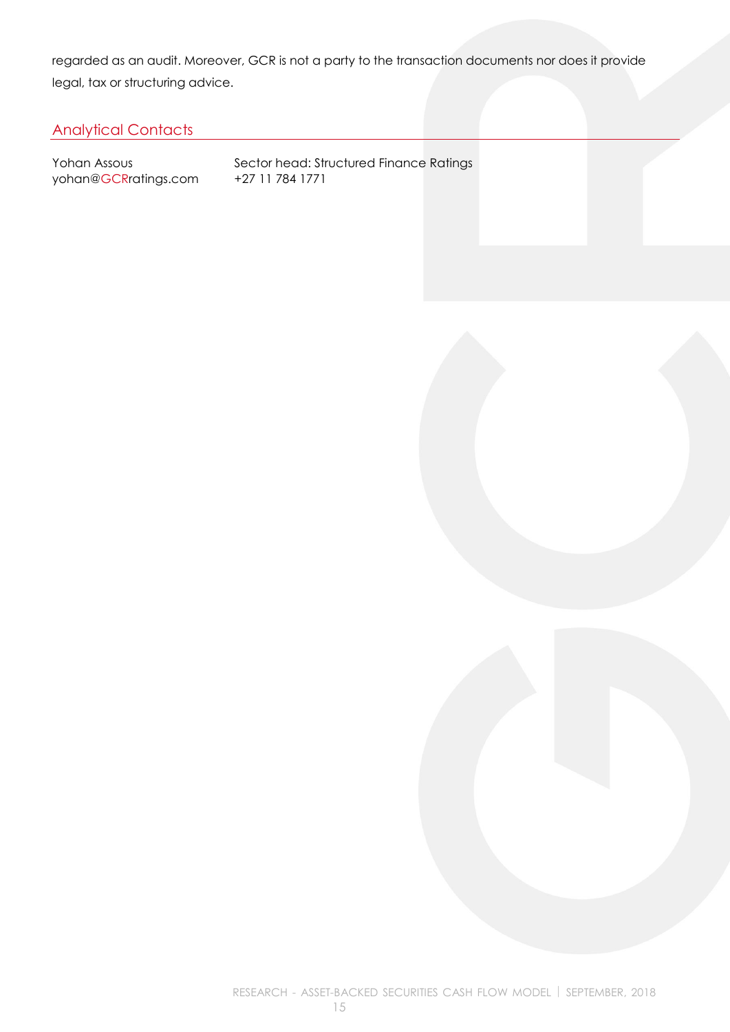regarded as an audit. Moreover, GCR is not a party to the transaction documents nor does it provide legal, tax or structuring advice.

## Analytical Contacts

| | |
|---|---|
| Yohan Assous | Sector head: Structured Finance Ratings |
| yohan@GCRratings.com | +27 11 784 1771 |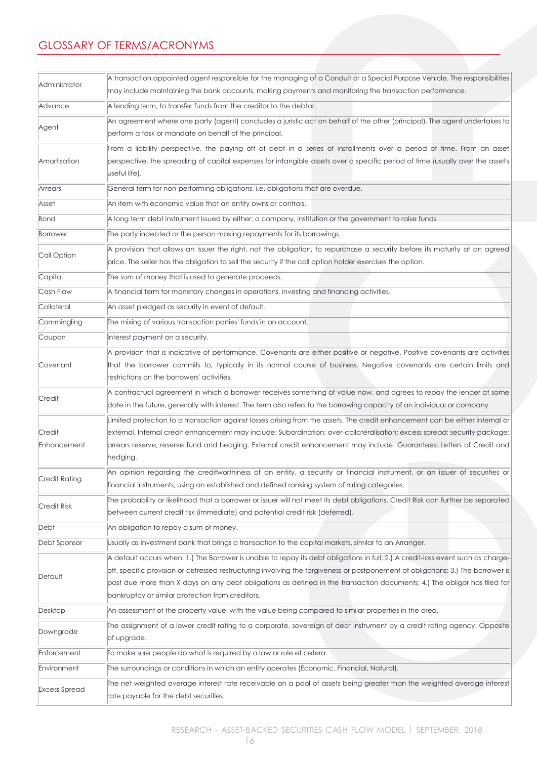# GLOSSARY OF TERMS/ACRONYMS

| | |
|---|---|
| Administrator | A transaction appointed agent responsible for the managing of a Conduit or a Special Purpose Vehicle. The responsibilities may include maintaining the bank accounts, making payments and monitoring the transaction performance. |
| Advance | A lending term, to transfer funds from the creditor to the debtor. |
| Agent | An agreement where one party (agent) concludes a juristic act on behalf of the other (principal). The agent undertakes to perform a task or mandate on behalf of the principal. |
| Amortisation | From a liability perspective, the paying off of debt in a series of installments over a period of time. From an asset perspective, the spreading of capital expenses for intangible assets over a specific period of time (usually over the asset's useful life). |
| Arrears | General term for non-performing obligations, i.e. obligations that are overdue. |
| Asset | An item with economic value that an entity owns or controls. |
| Bond | A long term debt instrument issued by either: a company, institution or the government to raise funds. |
| Borrower | The party indebted or the person making repayments for its borrowings. |
| Call Option | A provision that allows an Issuer the right, not the obligation, to repurchase a security before its maturity at an agreed price. The seller has the obligation to sell the security if the call option holder exercises the option. |
| Capital | The sum of money that is used to generate proceeds. |
| Cash Flow | A financial term for monetary changes in operations, investing and financing activities. |
| Collateral | An asset pledged as security in event of default. |
| Commingling | The mixing of various transaction parties' funds in an account. |
| Coupon | Interest payment on a security. |
| Covenant | A provision that is indicative of performance. Covenants are either positive or negative. Positive covenants are activities that the borrower commits to, typically in its normal course of business. Negative covenants are certain limits and restrictions on the borrowers' activities. |
| Credit | A contractual agreement in which a borrower receives something of value now, and agrees to repay the lender at some date in the future, generally with interest. The term also refers to the borrowing capacity of an individual or company |
| Credit Enhancement | Limited protection to a transaction against losses arising from the assets. The credit enhancement can be either internal or external. Internal credit enhancement may include: Subordination; over-collateralisation; excess spread; security package; arrears reserve; reserve fund and hedging. External credit enhancement may include: Guarantees; Letters of Credit and hedging. |
| Credit Rating | An opinion regarding the creditworthiness of an entity, a security or financial instrument, or an issuer of securities or financial instruments, using an established and defined ranking system of rating categories. |
| Credit Risk | The probability or likelihood that a borrower or issuer will not meet its debt obligations. Credit Risk can further be separated between current credit risk (immediate) and potential credit risk (deferred). |
| Debt | An obligation to repay a sum of money. |
| Debt Sponsor | Usually as Investment bank that brings a transaction to the capital markets, similar to an Arranger. |
| Default | A default occurs when: 1.) The Borrower is unable to repay its debt obligations in full; 2.) A credit-loss event such as charge-off, specific provision or distressed restructuring involving the forgiveness or postponement of obligations; 3.) The borrower is past due more than X days on any debt obligations as defined in the transaction documents; 4.) The obligor has filed for bankruptcy or similar protection from creditors. |
| Desktop | An assessment of the property value, with the value being compared to similar properties in the area. |
| Downgrade | The assignment of a lower credit rating to a corporate, sovereign of debt instrument by a credit rating agency. Opposite of upgrade. |
| Enforcement | To make sure people do what is required by a law or rule et cetera. |
| Environment | The surroundings or conditions in which an entity operates (Economic, Financial, Natural). |
| Excess Spread | The net weighted average interest rate receivable on a pool of assets being greater than the weighted average interest rate payable for the debt securities. |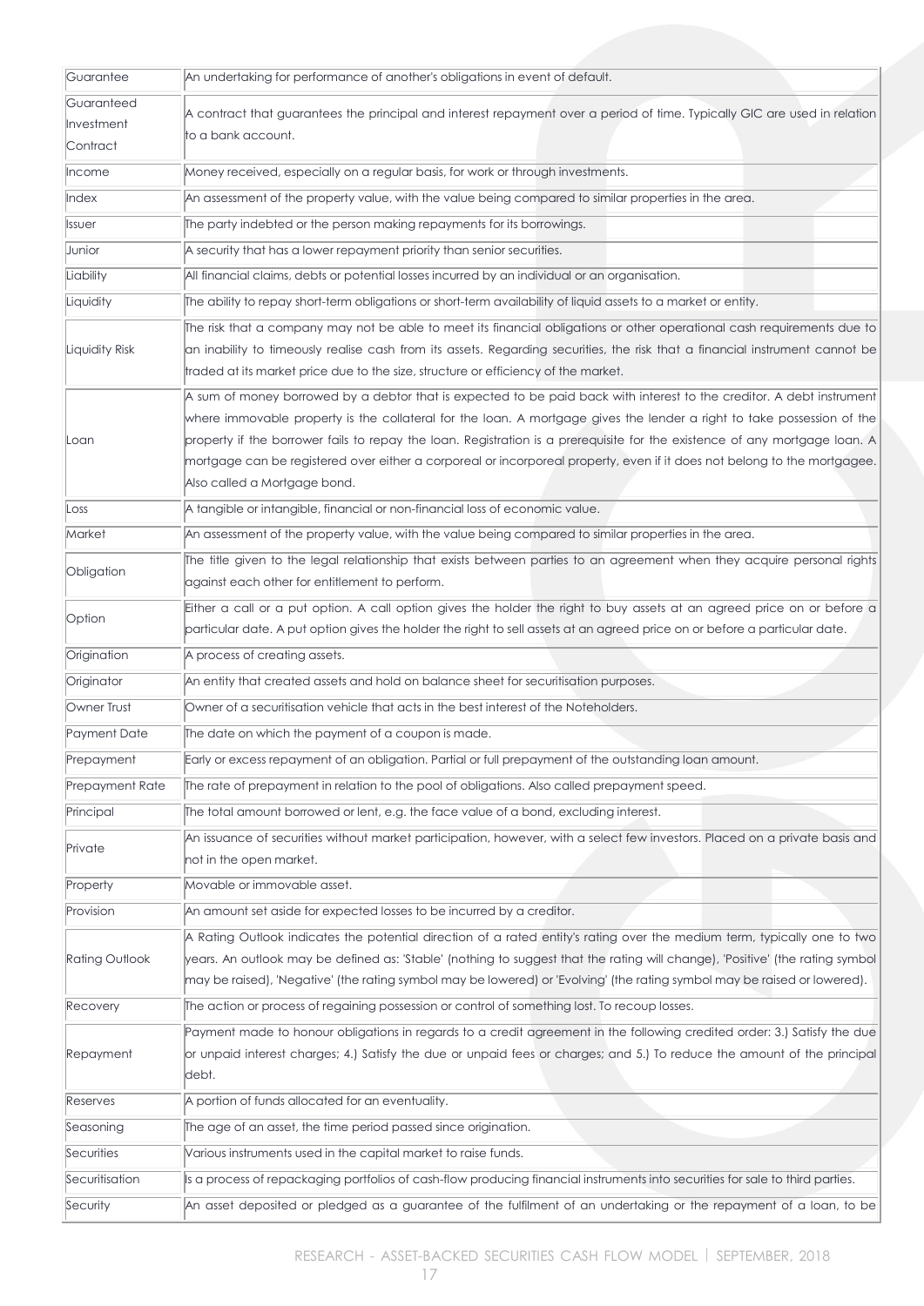| | |
|---|---|
| Guarantee | An undertaking for performance of another's obligations in event of default. |
| Guaranteed Investment Contract | A contract that guarantees the principal and interest repayment over a period of time. Typically GIC are used in relation to a bank account. |
| Income | Money received, especially on a regular basis, for work or through investments. |
| Index | An assessment of the property value, with the value being compared to similar properties in the area. |
| Issuer | The party indebted or the person making repayments for its borrowings. |
| Junior | A security that has a lower repayment priority than senior securities. |
| Liability | All financial claims, debts or potential losses incurred by an individual or an organisation. |
| Liquidity | The ability to repay short-term obligations or short-term availability of liquid assets to a market or entity. |
| Liquidity Risk | The risk that a company may not be able to meet its financial obligations or other operational cash requirements due to an inability to timeously realise cash from its assets. Regarding securities, the risk that a financial instrument cannot be traded at its market price due to the size, structure or efficiency of the market. |
| Loan | A sum of money borrowed by a debtor that is expected to be paid back with interest to the creditor. A debt instrument where immovable property is the collateral for the loan. A mortgage gives the lender a right to take possession of the property if the borrower fails to repay the loan. Registration is a prerequisite for the existence of any mortgage loan. A mortgage can be registered over either a corporeal or incorporeal property, even if it does not belong to the mortgagee. Also called a Mortgage bond. |
| Loss | A tangible or intangible, financial or non-financial loss of economic value. |
| Market | An assessment of the property value, with the value being compared to similar properties in the area. |
| Obligation | The title given to the legal relationship that exists between parties to an agreement when they acquire personal rights against each other for entitlement to perform. |
| Option | Either a call or a put option. A call option gives the holder the right to buy assets at an agreed price on or before a particular date. A put option gives the holder the right to sell assets at an agreed price on or before a particular date. |
| Origination | A process of creating assets. |
| Originator | An entity that created assets and hold on balance sheet for securitisation purposes. |
| Owner Trust | Owner of a securitisation vehicle that acts in the best interest of the Noteholders. |
| Payment Date | The date on which the payment of a coupon is made. |
| Prepayment | Early or excess repayment of an obligation. Partial or full prepayment of the outstanding loan amount. |
| Prepayment Rate | The rate of prepayment in relation to the pool of obligations. Also called prepayment speed. |
| Principal | The total amount borrowed or lent, e.g. the face value of a bond, excluding interest. |
| Private | An issuance of securities without market participation, however, with a select few investors. Placed on a private basis and not in the open market. |
| Property | Movable or immovable asset. |
| Provision | An amount set aside for expected losses to be incurred by a creditor. |
| Rating Outlook | A Rating Outlook indicates the potential direction of a rated entity's rating over the medium term, typically one to two years. An outlook may be defined as: 'Stable' (nothing to suggest that the rating will change), 'Positive' (the rating symbol may be raised), 'Negative' (the rating symbol may be lowered) or 'Evolving' (the rating symbol may be raised or lowered). |
| Recovery | The action or process of regaining possession or control of something lost. To recoup losses. |
| Repayment | Payment made to honour obligations in regards to a credit agreement in the following credited order: 3.) Satisfy the due or unpaid interest charges; 4.) Satisfy the due or unpaid fees or charges; and 5.) To reduce the amount of the principal debt. |
| Reserves | A portion of funds allocated for an eventuality. |
| Seasoning | The age of an asset, the time period passed since origination. |
| Securities | Various instruments used in the capital market to raise funds. |
| Securitisation | Is a process of repackaging portfolios of cash-flow producing financial instruments into securities for sale to third parties. |
| Security | An asset deposited or pledged as a guarantee of the fulfilment of an undertaking or the repayment of a loan, to be |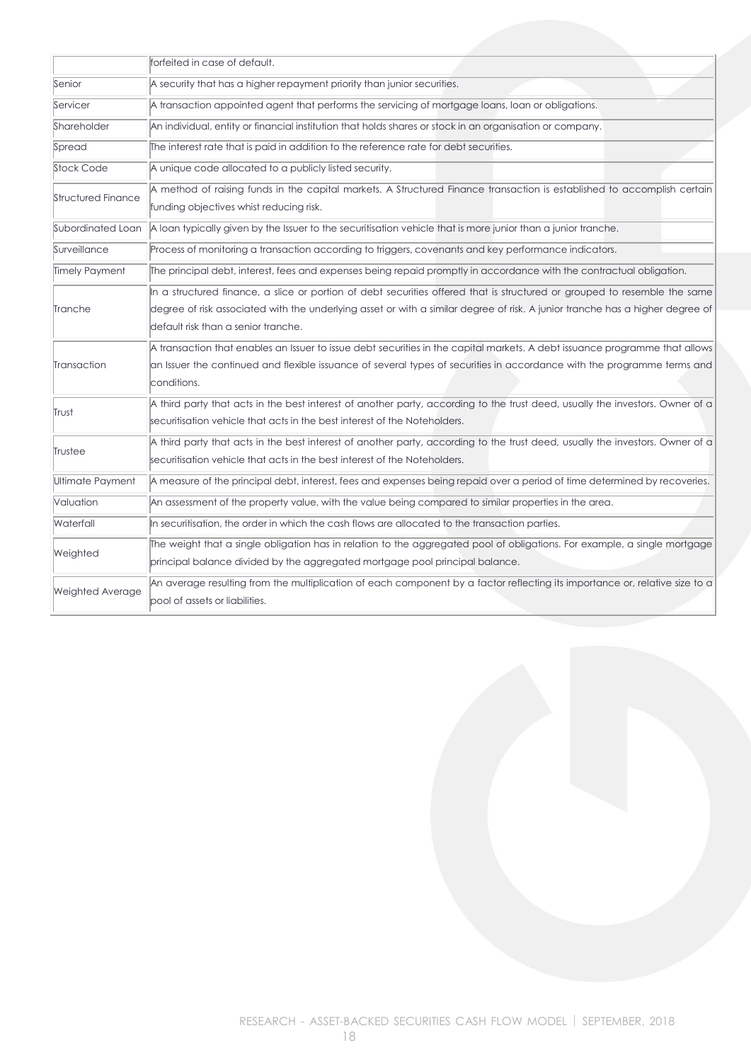| | |
|---|---|
| | forfeited in case of default. |
| Senior | A security that has a higher repayment priority than junior securities. |
| Servicer | A transaction appointed agent that performs the servicing of mortgage loans, loan or obligations. |
| Shareholder | An individual, entity or financial institution that holds shares or stock in an organisation or company. |
| Spread | The interest rate that is paid in addition to the reference rate for debt securities. |
| Stock Code | A unique code allocated to a publicly listed security. |
| Structured Finance | A method of raising funds in the capital markets. A Structured Finance transaction is established to accomplish certain funding objectives whist reducing risk. |
| Subordinated Loan | A loan typically given by the Issuer to the securitisation vehicle that is more junior than a junior tranche. |
| Surveillance | Process of monitoring a transaction according to triggers, covenants and key performance indicators. |
| Timely Payment | The principal debt, interest, fees and expenses being repaid promptly in accordance with the contractual obligation. |
| Tranche | In a structured finance, a slice or portion of debt securities offered that is structured or grouped to resemble the same degree of risk associated with the underlying asset or with a similar degree of risk. A junior tranche has a higher degree of default risk than a senior tranche. |
| Transaction | A transaction that enables an Issuer to issue debt securities in the capital markets. A debt issuance programme that allows an Issuer the continued and flexible issuance of several types of securities in accordance with the programme terms and conditions. |
| Trust | A third party that acts in the best interest of another party, according to the trust deed, usually the investors. Owner of a securitisation vehicle that acts in the best interest of the Noteholders. |
| Trustee | A third party that acts in the best interest of another party, according to the trust deed, usually the investors. Owner of a securitisation vehicle that acts in the best interest of the Noteholders. |
| Ultimate Payment | A measure of the principal debt, interest, fees and expenses being repaid over a period of time determined by recoveries. |
| Valuation | An assessment of the property value, with the value being compared to similar properties in the area. |
| Waterfall | In securitisation, the order in which the cash flows are allocated to the transaction parties. |
| Weighted | The weight that a single obligation has in relation to the aggregated pool of obligations. For example, a single mortgage principal balance divided by the aggregated mortgage pool principal balance. |
| Weighted Average | An average resulting from the multiplication of each component by a factor reflecting its importance or, relative size to a pool of assets or liabilities. |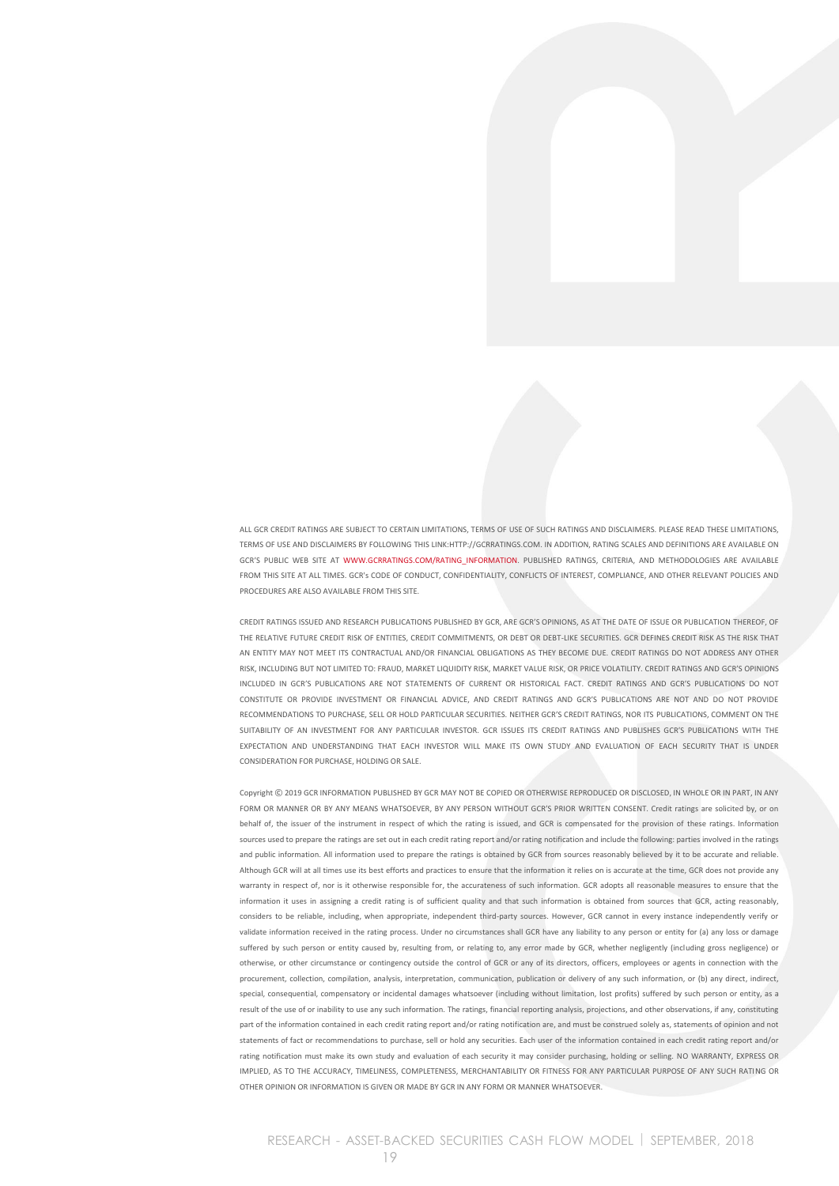ALL GCR CREDIT RATINGS ARE SUBJECT TO CERTAIN LIMITATIONS, TERMS OF USE OF SUCH RATINGS AND DISCLAIMERS. PLEASE READ THESE LIMITATIONS, TERMS OF USE AND DISCLAIMERS BY FOLLOWING THIS LINK:HTTP://GCRRATINGS.COM. IN ADDITION, RATING SCALES AND DEFINITIONS ARE AVAILABLE ON GCR'S PUBLIC WEB SITE AT WWW.GCRRATINGS.COM/RATING_INFORMATION. PUBLISHED RATINGS, CRITERIA, AND METHODOLOGIES ARE AVAILABLE FROM THIS SITE AT ALL TIMES. GCR's CODE OF CONDUCT, CONFIDENTIALITY, CONFLICTS OF INTEREST, COMPLIANCE, AND OTHER RELEVANT POLICIES AND PROCEDURES ARE ALSO AVAILABLE FROM THIS SITE.

CREDIT RATINGS ISSUED AND RESEARCH PUBLICATIONS PUBLISHED BY GCR, ARE GCR'S OPINIONS, AS AT THE DATE OF ISSUE OR PUBLICATION THEREOF, OF THE RELATIVE FUTURE CREDIT RISK OF ENTITIES, CREDIT COMMITMENTS, OR DEBT OR DEBT-LIKE SECURITIES. GCR DEFINES CREDIT RISK AS THE RISK THAT AN ENTITY MAY NOT MEET ITS CONTRACTUAL AND/OR FINANCIAL OBLIGATIONS AS THEY BECOME DUE. CREDIT RATINGS DO NOT ADDRESS ANY OTHER RISK, INCLUDING BUT NOT LIMITED TO: FRAUD, MARKET LIQUIDITY RISK, MARKET VALUE RISK, OR PRICE VOLATILITY. CREDIT RATINGS AND GCR'S OPINIONS INCLUDED IN GCR'S PUBLICATIONS ARE NOT STATEMENTS OF CURRENT OR HISTORICAL FACT. CREDIT RATINGS AND GCR'S PUBLICATIONS DO NOT CONSTITUTE OR PROVIDE INVESTMENT OR FINANCIAL ADVICE, AND CREDIT RATINGS AND GCR'S PUBLICATIONS ARE NOT AND DO NOT PROVIDE RECOMMENDATIONS TO PURCHASE, SELL OR HOLD PARTICULAR SECURITIES. NEITHER GCR'S CREDIT RATINGS, NOR ITS PUBLICATIONS, COMMENT ON THE SUITABILITY OF AN INVESTMENT FOR ANY PARTICULAR INVESTOR. GCR ISSUES ITS CREDIT RATINGS AND PUBLISHES GCR'S PUBLICATIONS WITH THE EXPECTATION AND UNDERSTANDING THAT EACH INVESTOR WILL MAKE ITS OWN STUDY AND EVALUATION OF EACH SECURITY THAT IS UNDER CONSIDERATION FOR PURCHASE, HOLDING OR SALE.

Copyright © 2019 GCR INFORMATION PUBLISHED BY GCR MAY NOT BE COPIED OR OTHERWISE REPRODUCED OR DISCLOSED, IN WHOLE OR IN PART, IN ANY FORM OR MANNER OR BY ANY MEANS WHATSOEVER, BY ANY PERSON WITHOUT GCR'S PRIOR WRITTEN CONSENT. Credit ratings are solicited by, or on behalf of, the issuer of the instrument in respect of which the rating is issued, and GCR is compensated for the provision of these ratings. Information sources used to prepare the ratings are set out in each credit rating report and/or rating notification and include the following: parties involved in the ratings and public information. All information used to prepare the ratings is obtained by GCR from sources reasonably believed by it to be accurate and reliable. Although GCR will at all times use its best efforts and practices to ensure that the information it relies on is accurate at the time, GCR does not provide any warranty in respect of, nor is it otherwise responsible for, the accurateness of such information. GCR adopts all reasonable measures to ensure that the information it uses in assigning a credit rating is of sufficient quality and that such information is obtained from sources that GCR, acting reasonably, considers to be reliable, including, when appropriate, independent third-party sources. However, GCR cannot in every instance independently verify or validate information received in the rating process. Under no circumstances shall GCR have any liability to any person or entity for (a) any loss or damage suffered by such person or entity caused by, resulting from, or relating to, any error made by GCR, whether negligently (including gross negligence) or otherwise, or other circumstance or contingency outside the control of GCR or any of its directors, officers, employees or agents in connection with the procurement, collection, compilation, analysis, interpretation, communication, publication or delivery of any such information, or (b) any direct, indirect, special, consequential, compensatory or incidental damages whatsoever (including without limitation, lost profits) suffered by such person or entity, as a result of the use of or inability to use any such information. The ratings, financial reporting analysis, projections, and other observations, if any, constituting part of the information contained in each credit rating report and/or rating notification are, and must be construed solely as, statements of opinion and not statements of fact or recommendations to purchase, sell or hold any securities. Each user of the information contained in each credit rating report and/or rating notification must make its own study and evaluation of each security it may consider purchasing, holding or selling. NO WARRANTY, EXPRESS OR IMPLIED, AS TO THE ACCURACY, TIMELINESS, COMPLETENESS, MERCHANTABILITY OR FITNESS FOR ANY PARTICULAR PURPOSE OF ANY SUCH RATING OR OTHER OPINION OR INFORMATION IS GIVEN OR MADE BY GCR IN ANY FORM OR MANNER WHATSOEVER.